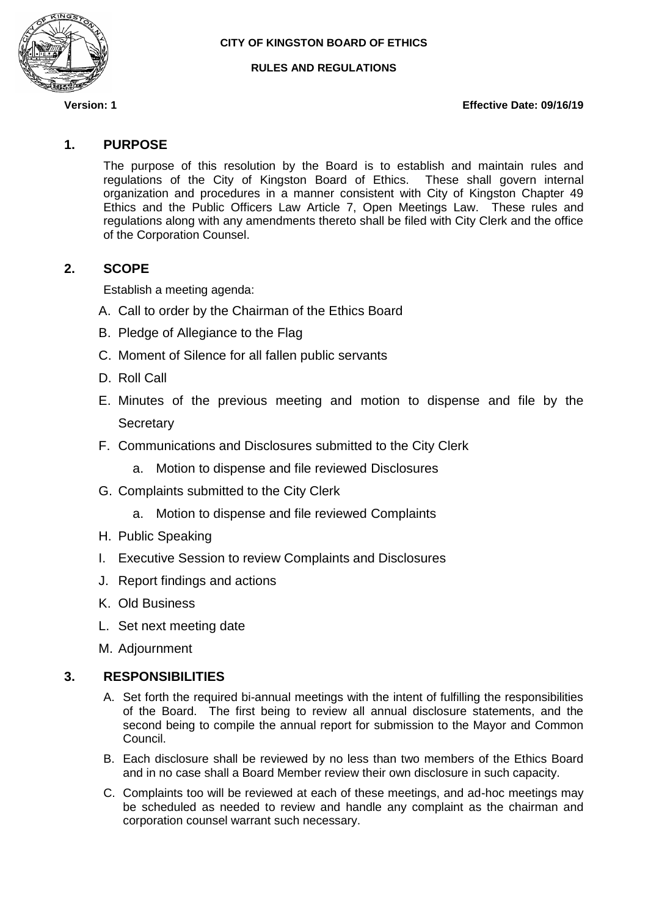**CITY OF KINGSTON BOARD OF ETHICS**

**RULES AND REGULATIONS**

**Version: 1** **Effective Date: 09/16/19**

## 1. PURPOSE

The purpose of this resolution by the Board is to establish and maintain rules and regulations of the City of Kingston Board of Ethics. These shall govern internal organization and procedures in a manner consistent with City of Kingston Chapter 49 Ethics and the Public Officers Law Article 7, Open Meetings Law. These rules and regulations along with any amendments thereto shall be filed with City Clerk and the office of the Corporation Counsel.

## 2. SCOPE

Establish a meeting agenda:

A. Call to order by the Chairman of the Ethics Board

B. Pledge of Allegiance to the Flag

C. Moment of Silence for all fallen public servants

D. Roll Call

E. Minutes of the previous meeting and motion to dispense and file by the Secretary

F. Communications and Disclosures submitted to the City Clerk

  a. Motion to dispense and file reviewed Disclosures

G. Complaints submitted to the City Clerk

  a. Motion to dispense and file reviewed Complaints

H. Public Speaking

I. Executive Session to review Complaints and Disclosures

J. Report findings and actions

K. Old Business

L. Set next meeting date

M. Adjournment

## 3. RESPONSIBILITIES

A. Set forth the required bi-annual meetings with the intent of fulfilling the responsibilities of the Board. The first being to review all annual disclosure statements, and the second being to compile the annual report for submission to the Mayor and Common Council.

B. Each disclosure shall be reviewed by no less than two members of the Ethics Board and in no case shall a Board Member review their own disclosure in such capacity.

C. Complaints too will be reviewed at each of these meetings, and ad-hoc meetings may be scheduled as needed to review and handle any complaint as the chairman and corporation counsel warrant such necessary.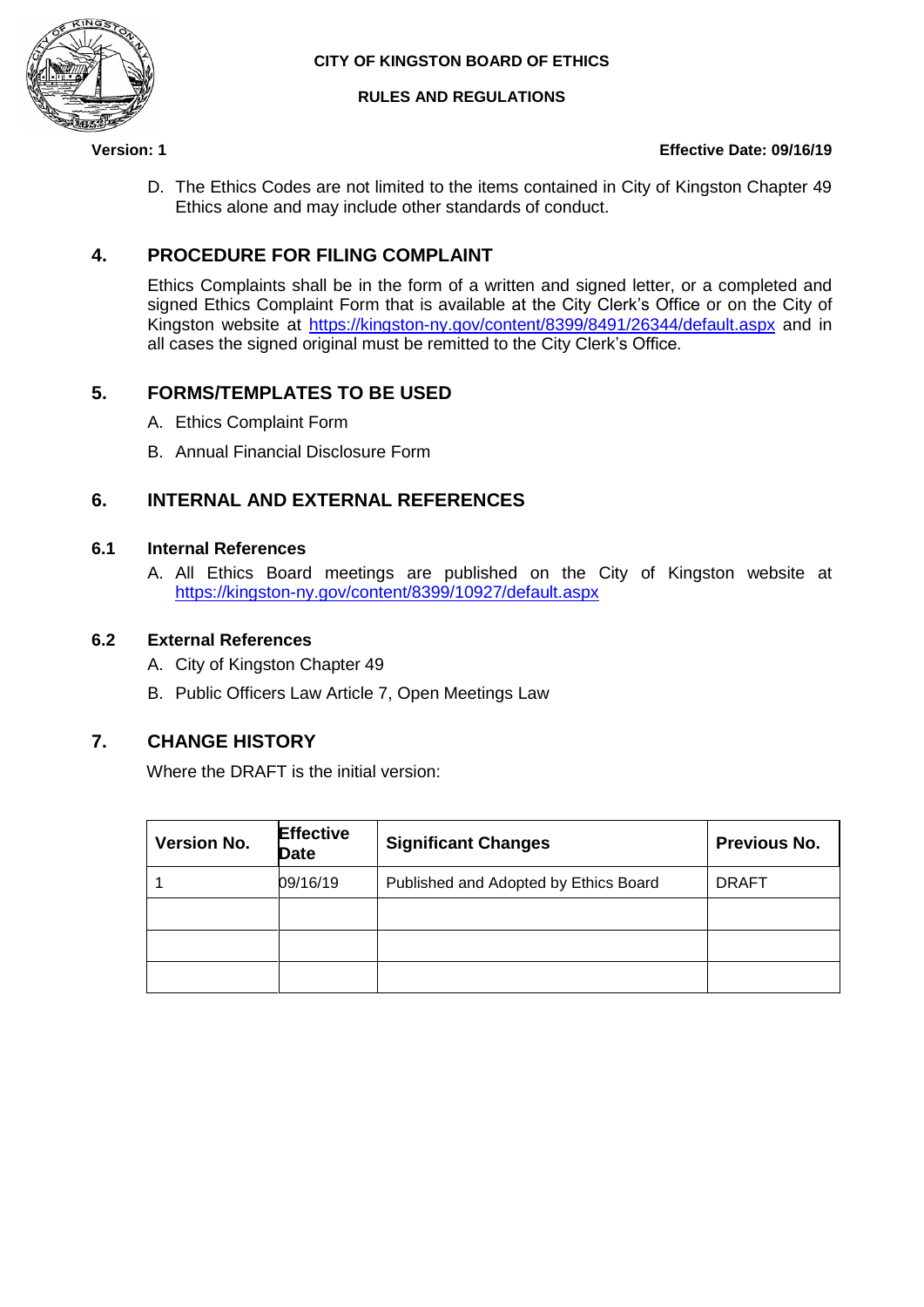D. The Ethics Codes are not limited to the items contained in City of Kingston Chapter 49 Ethics alone and may include other standards of conduct.

## 4. PROCEDURE FOR FILING COMPLAINT

Ethics Complaints shall be in the form of a written and signed letter, or a completed and signed Ethics Complaint Form that is available at the City Clerk's Office or on the City of Kingston website at https://kingston-ny.gov/content/8399/8491/26344/default.aspx and in all cases the signed original must be remitted to the City Clerk's Office.

## 5. FORMS/TEMPLATES TO BE USED

A. Ethics Complaint Form

B. Annual Financial Disclosure Form

## 6. INTERNAL AND EXTERNAL REFERENCES

### 6.1 Internal References

A. All Ethics Board meetings are published on the City of Kingston website at https://kingston-ny.gov/content/8399/10927/default.aspx

### 6.2 External References

A. City of Kingston Chapter 49

B. Public Officers Law Article 7, Open Meetings Law

## 7. CHANGE HISTORY

Where the DRAFT is the initial version:

| Version No. | Effective Date | Significant Changes | Previous No. |
|---|---|---|---|
| 1 | 09/16/19 | Published and Adopted by Ethics Board | DRAFT |
| | | | |
| | | | |
| | | | |